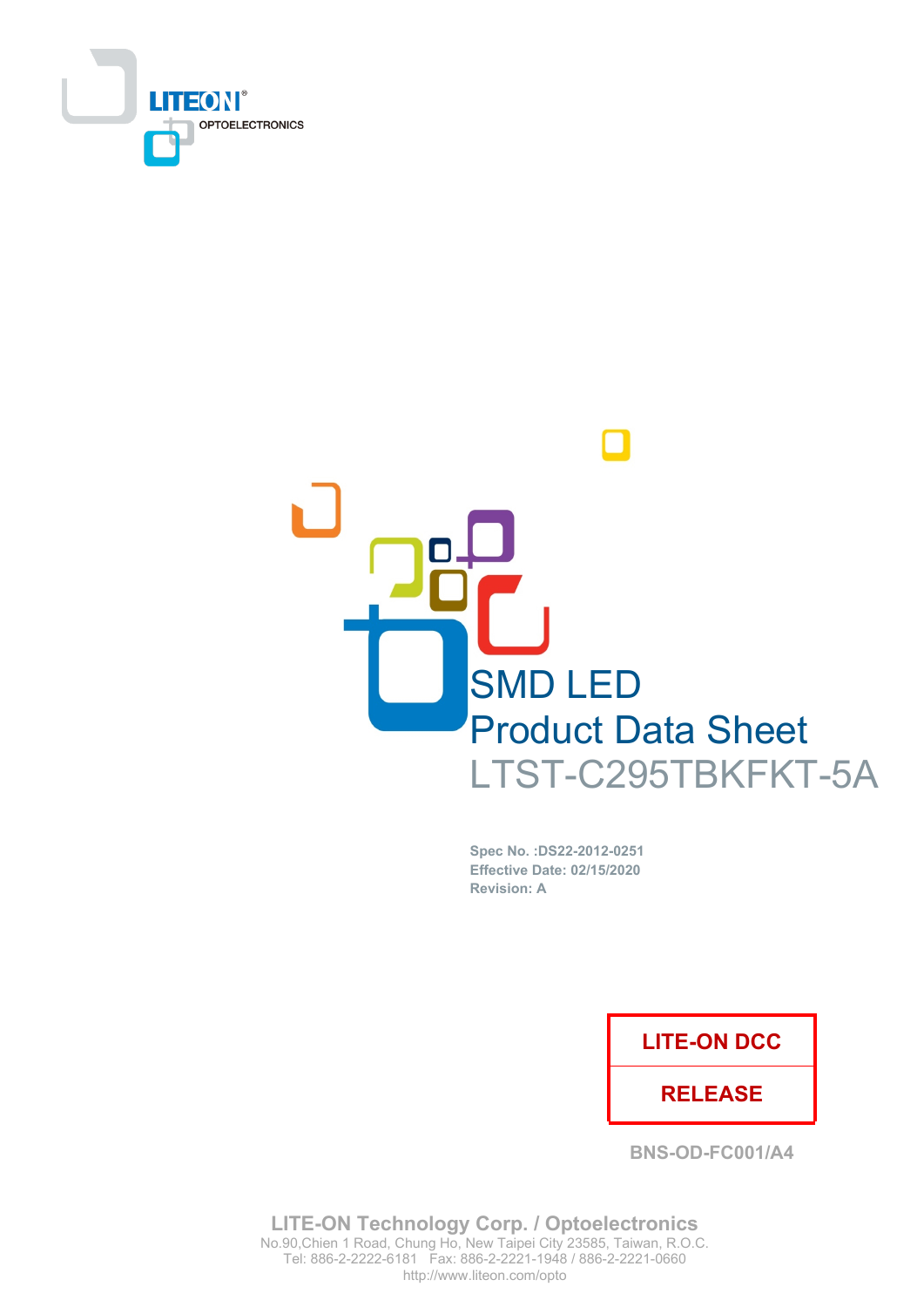LITEON®
OPTOELECTRONICS

# SMD LED
# Product Data Sheet
# LTST-C295TBKFKT-5A

**Spec No. :DS22-2012-0251**
**Effective Date: 02/15/2020**
**Revision: A**

| LITE-ON DCC |
|---|
| RELEASE |

BNS-OD-FC001/A4

**LITE-ON Technology Corp. / Optoelectronics**
No.90,Chien 1 Road, Chung Ho, New Taipei City 23585, Taiwan, R.O.C.
Tel: 886-2-2222-6181 Fax: 886-2-2221-1948 / 886-2-2221-0660
http://www.liteon.com/opto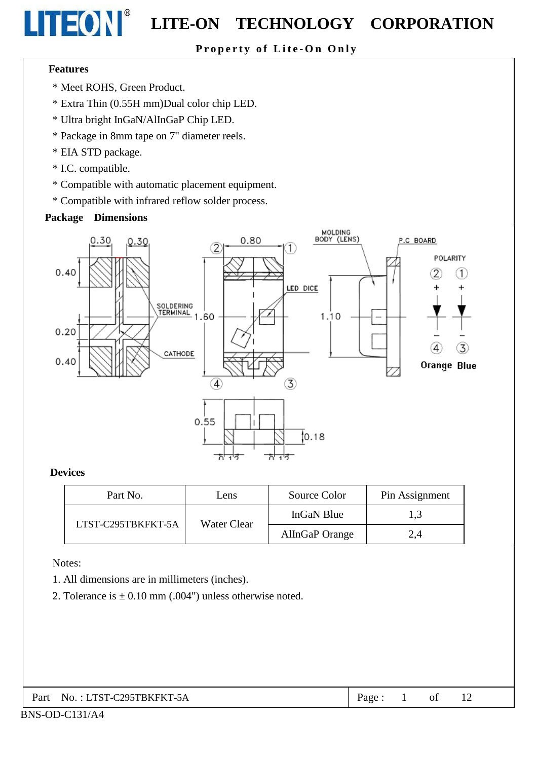## Features

* Meet ROHS, Green Product.
* Extra Thin (0.55H mm)Dual color chip LED.
* Ultra bright InGaN/AlInGaP Chip LED.
* Package in 8mm tape on 7" diameter reels.
* EIA STD package.
* I.C. compatible.
* Compatible with automatic placement equipment.
* Compatible with infrared reflow solder process.

## Package Dimensions

0.30
0.30
0.40
0.20
0.40
SOLDERING TERMINAL
CATHODE
0.80
1.60
LED DICE
MOLDING BODY (LENS)
1.10
P.C BOARD
POLARITY
Orange Blue
0.55
0.18
0.12
0.12

## Devices

| Part No. | Lens | Source Color | Pin Assignment |
|---|---|---|---|
| LTST-C295TBKFKT-5A | Water Clear | InGaN Blue | 1,3 |
| | | AlInGaP Orange | 2,4 |

Notes:

1. All dimensions are in millimeters (inches).
2. Tolerance is ± 0.10 mm (.004") unless otherwise noted.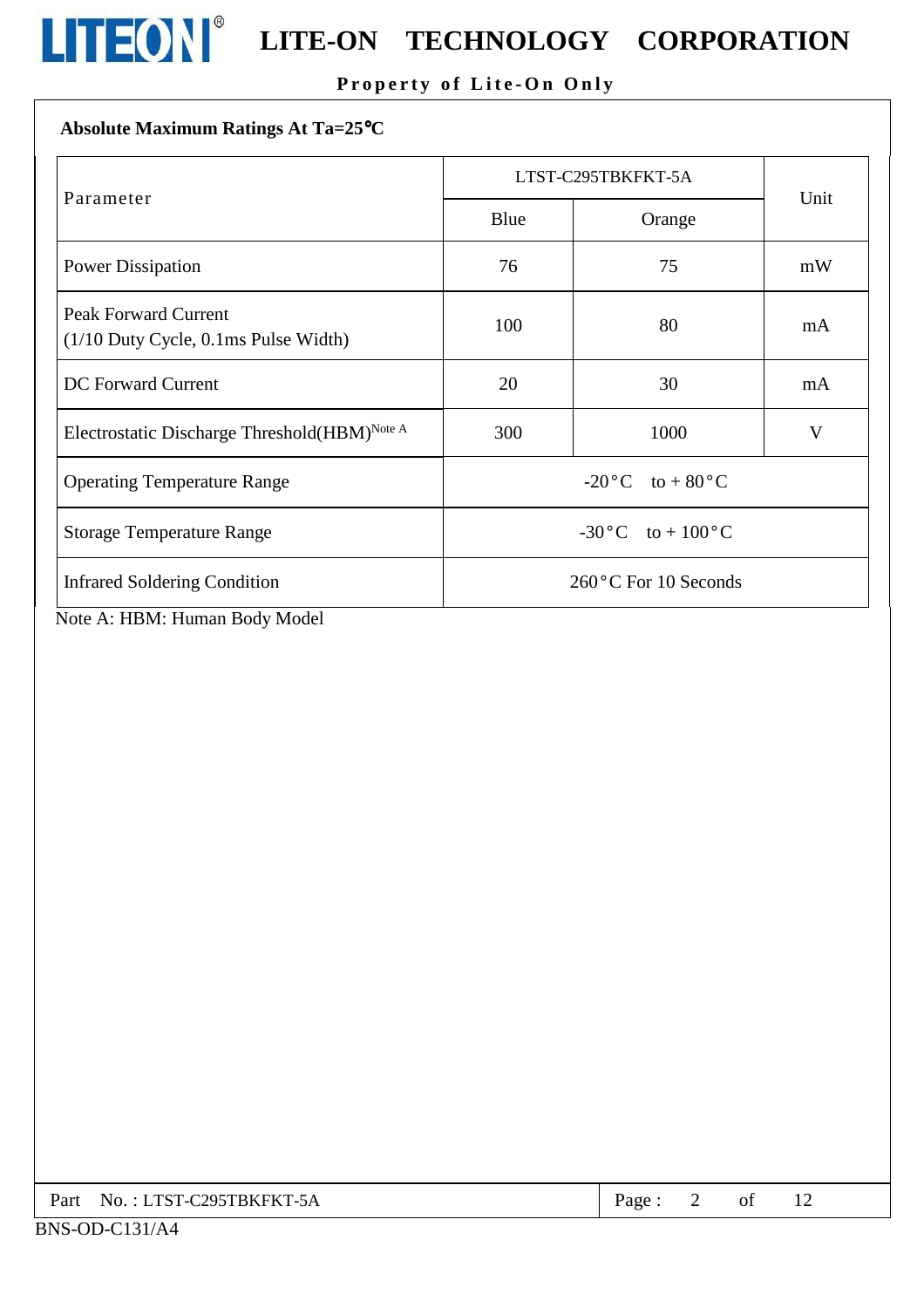### Absolute Maximum Ratings At Ta=25°C

| Parameter | LTST-C295TBKFKT-5A | | Unit |
|---|---|---|---|
| | Blue | Orange | |
| Power Dissipation | 76 | 75 | mW |
| Peak Forward Current (1/10 Duty Cycle, 0.1ms Pulse Width) | 100 | 80 | mA |
| DC Forward Current | 20 | 30 | mA |
| Electrostatic Discharge Threshold(HBM)[Note A] | 300 | 1000 | V |
| Operating Temperature Range | -20°C to + 80°C | | |
| Storage Temperature Range | -30°C to + 100°C | | |
| Infrared Soldering Condition | 260°C For 10 Seconds | | |

Note A: HBM: Human Body Model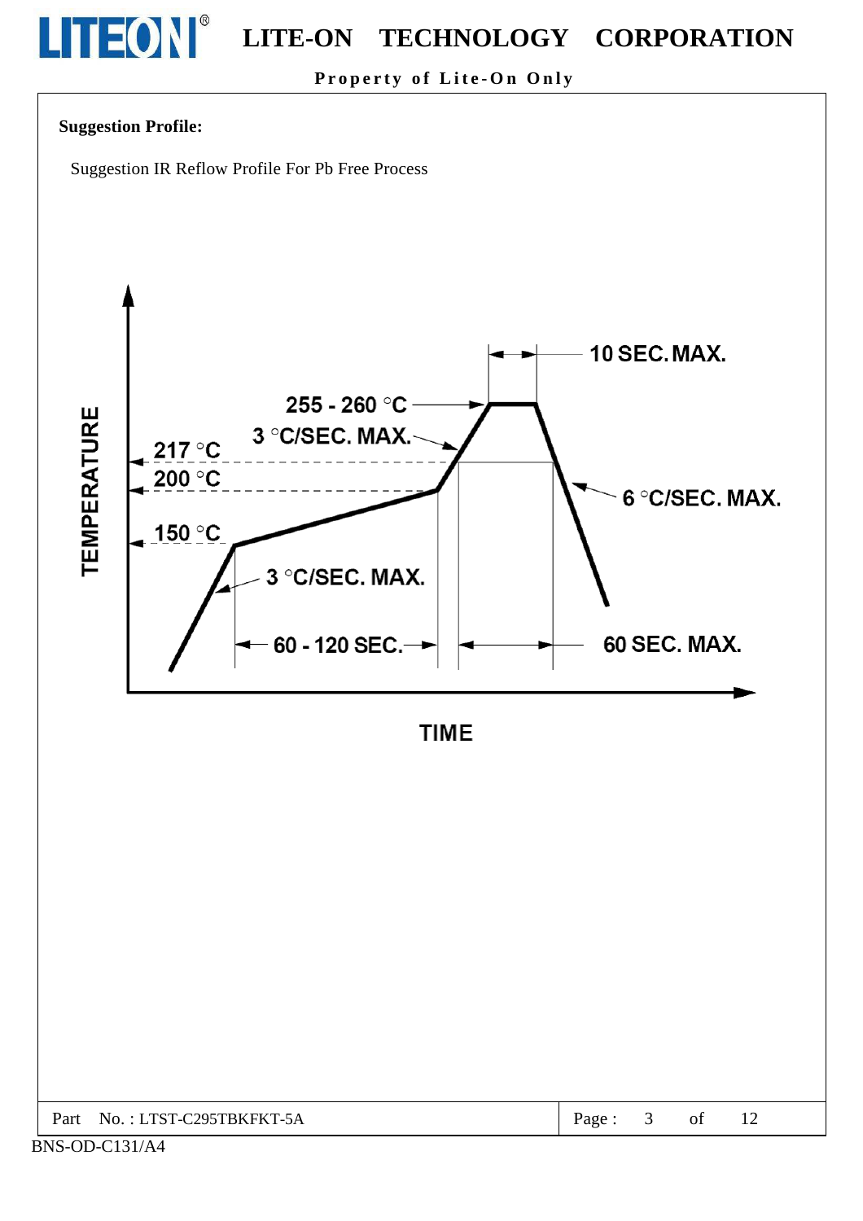**Suggestion Profile:**

Suggestion IR Reflow Profile For Pb Free Process

TEMPERATURE

TIME

10 SEC. MAX.

255 - 260 °C

3 °C/SEC. MAX.

217 °C

200 °C

150 °C

6 °C/SEC. MAX.

3 °C/SEC. MAX.

60 - 120 SEC.

60 SEC. MAX.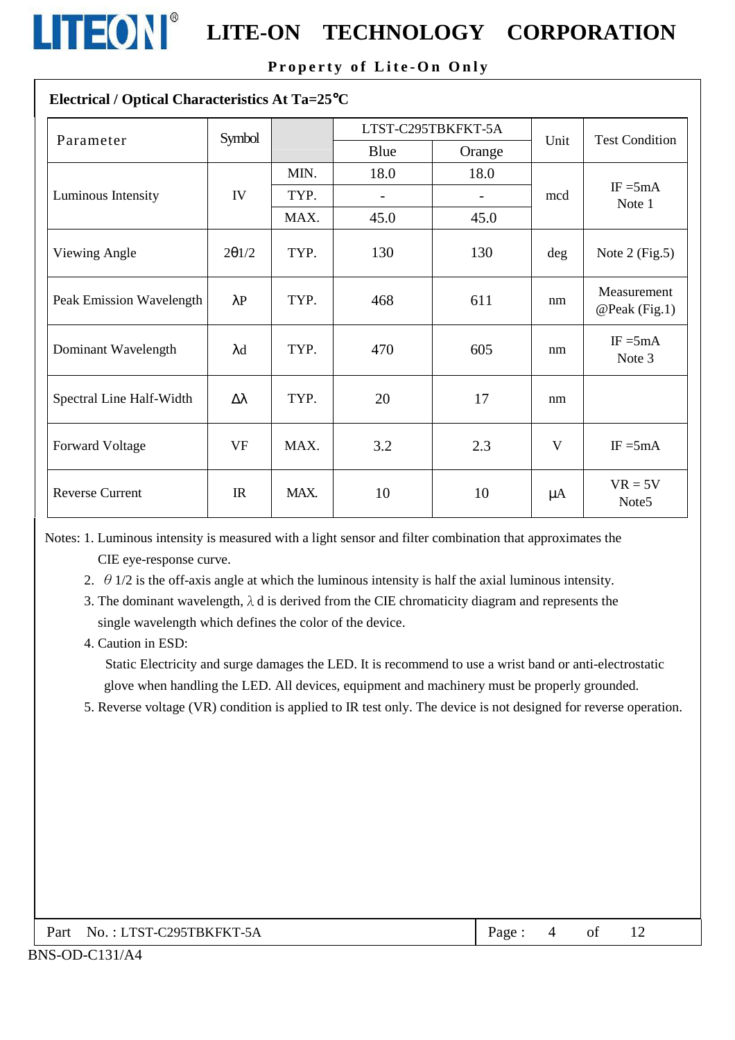## Electrical / Optical Characteristics At Ta=25°C

| Parameter | Symbol | | LTST-C295TBKFKT-5A | | Unit | Test Condition |
|---|---|---|---|---|---|---|
| | | | Blue | Orange | | |
| Luminous Intensity | IV | MIN. | 18.0 | 18.0 | mcd | IF =5mA Note 1 |
| | | TYP. | - | - | | |
| | | MAX. | 45.0 | 45.0 | | |
| Viewing Angle | 2θ1/2 | TYP. | 130 | 130 | deg | Note 2 (Fig.5) |
| Peak Emission Wavelength | λP | TYP. | 468 | 611 | nm | Measurement @Peak (Fig.1) |
| Dominant Wavelength | λd | TYP. | 470 | 605 | nm | IF =5mA Note 3 |
| Spectral Line Half-Width | Δλ | TYP. | 20 | 17 | nm | |
| Forward Voltage | VF | MAX. | 3.2 | 2.3 | V | IF =5mA |
| Reverse Current | IR | MAX. | 10 | 10 | μA | VR = 5V Note5 |

Notes:
1. Luminous intensity is measured with a light sensor and filter combination that approximates the CIE eye-response curve.
2. θ 1/2 is the off-axis angle at which the luminous intensity is half the axial luminous intensity.
3. The dominant wavelength, λ d is derived from the CIE chromaticity diagram and represents the single wavelength which defines the color of the device.
4. Caution in ESD:
   Static Electricity and surge damages the LED. It is recommend to use a wrist band or anti-electrostatic glove when handling the LED. All devices, equipment and machinery must be properly grounded.
5. Reverse voltage (VR) condition is applied to IR test only. The device is not designed for reverse operation.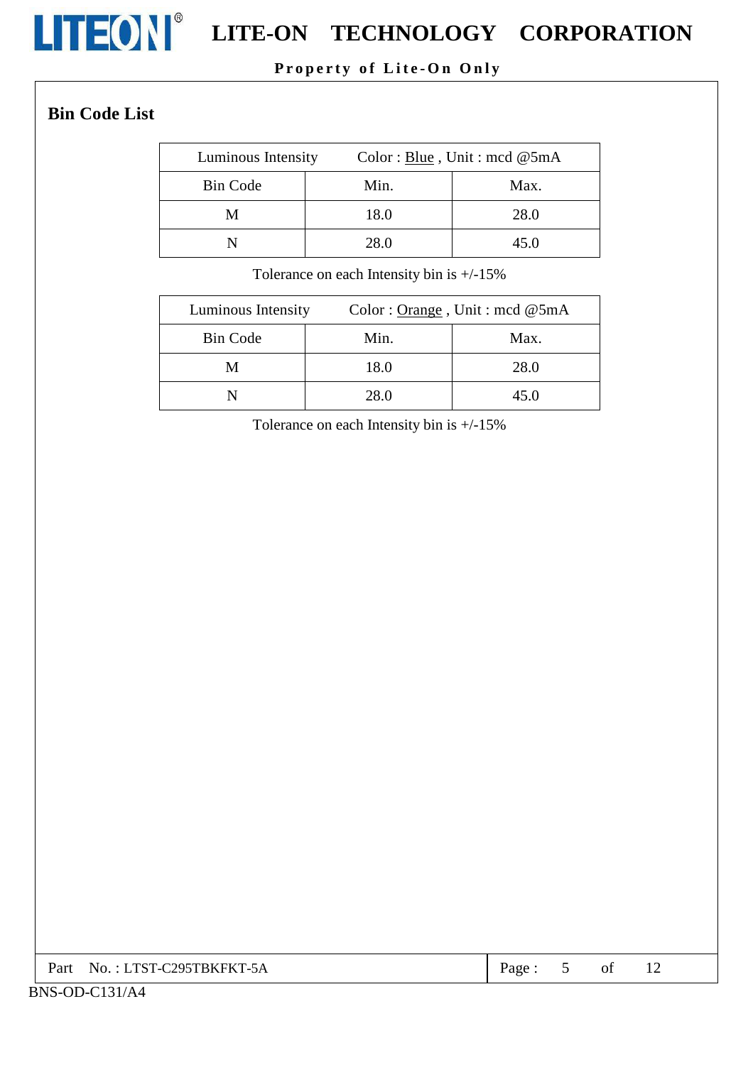## Bin Code List

| Luminous Intensity | Color : Blue , Unit : mcd @5mA | |
|---|---|---|
| Bin Code | Min. | Max. |
| M | 18.0 | 28.0 |
| N | 28.0 | 45.0 |

Tolerance on each Intensity bin is +/-15%

| Luminous Intensity | Color : Orange , Unit : mcd @5mA | |
|---|---|---|
| Bin Code | Min. | Max. |
| M | 18.0 | 28.0 |
| N | 28.0 | 45.0 |

Tolerance on each Intensity bin is +/-15%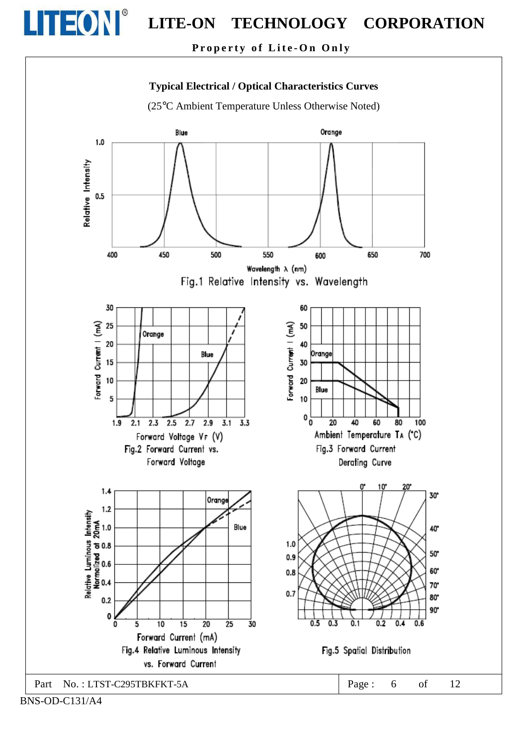## Typical Electrical / Optical Characteristics Curves

(25°C Ambient Temperature Unless Otherwise Noted)

Blue
Orange
1.0
0.5
Relative Intensity
400 450 500 550 600 650 700
Wavelength λ (nm)

Fig.1 Relative Intensity vs. Wavelength

30 25 20 15 10 5
Forward Current I (mA)
Orange
Blue
1.9 2.1 2.3 2.5 2.7 2.9 3.1 3.3
Forward Voltage $V_F$ (V)

Fig.2 Forward Current vs. Forward Voltage

60 50 40 30 20 10 0
Forward Current I (mA)
Orange
Blue
0 20 40 60 80 100
Ambient Temperature $T_A$ (°C)

Fig.3 Forward Current Derating Curve

1.4 1.2 1.0 0.8 0.6 0.4 0.2 0
Relative Luminous Intensity Normalized at 20mA
Orange
Blue
0 5 10 15 20 25 30
Forward Current (mA)

Fig.4 Relative Luminous Intensity vs. Forward Current

0° 10° 20° 30° 40° 50° 60° 70° 80° 90°
1.0 0.9 0.8 0.7
0.5 0.3 0.1 0.2 0.4 0.6

Fig.5 Spatial Distribution

Part No. : LTST-C295TBKFKT-5A

BNS-OD-C131/A4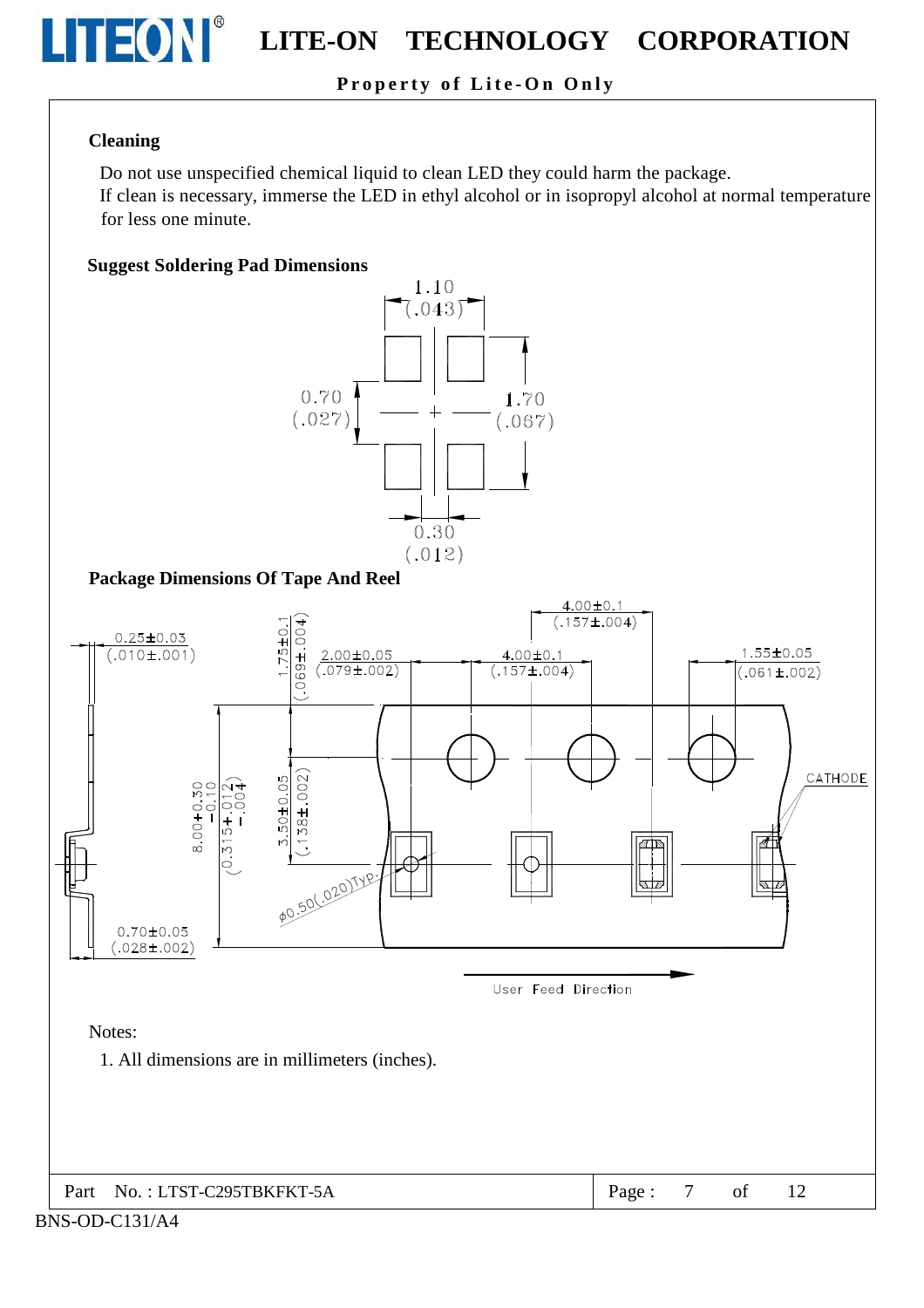### Cleaning

Do not use unspecified chemical liquid to clean LED they could harm the package.
If clean is necessary, immerse the LED in ethyl alcohol or in isopropyl alcohol at normal temperature for less one minute.

### Suggest Soldering Pad Dimensions

1.10
(.043)

0.70
(.027)

1.70
(.067)

0.30
(.012)

### Package Dimensions Of Tape And Reel

4.00±0.1
(.157±.004)

0.25±0.03
(.010±.001)

1.75±0.1
(.069±.004)

2.00±0.05
(.079±.002)

4.00±0.1
(.157±.004)

1.55±0.05
(.061±.002)

CATHODE

8.00+0.30 −0.10
(0.315+.012 −.004)

3.50±0.05
(.138±.002)

ø0.50(.020)TYP.

0.70±0.05
(.028±.002)

User Feed Direction

Notes:

1. All dimensions are in millimeters (inches).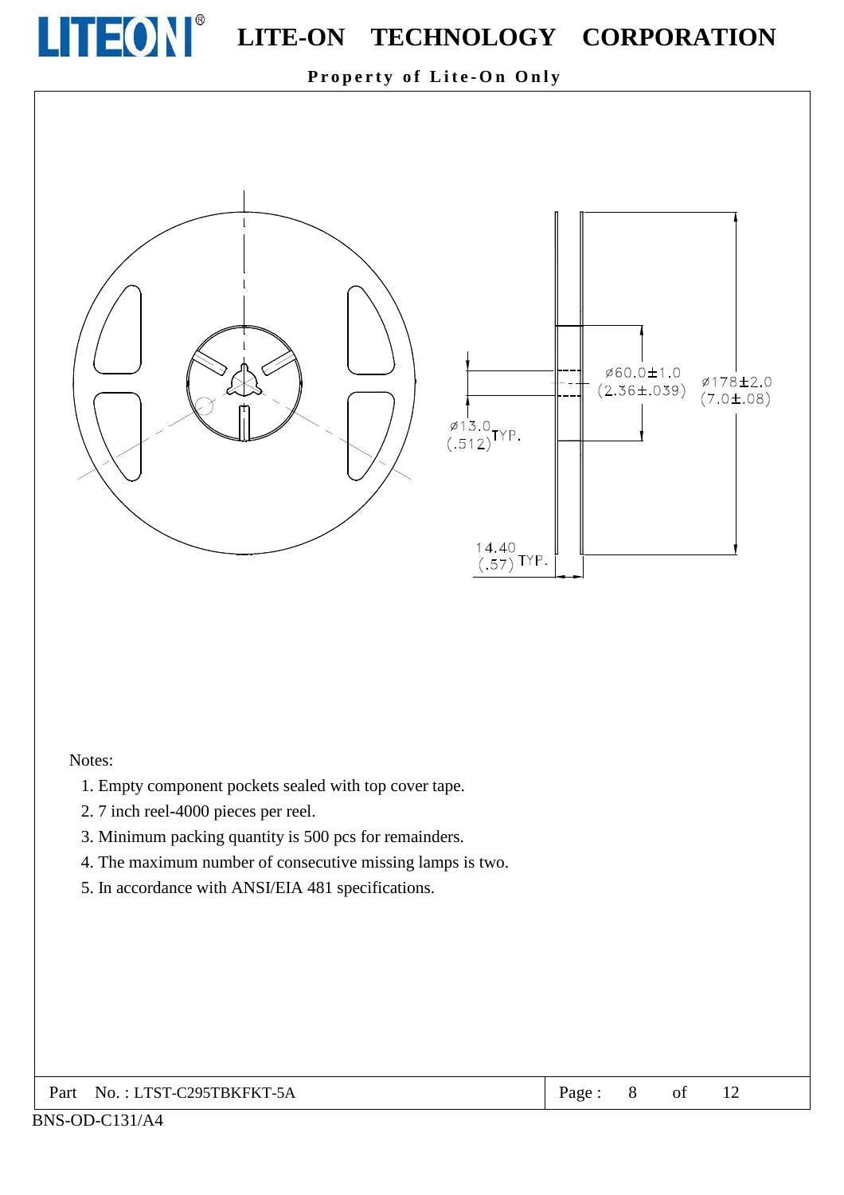ø13.0 (.512) TYP.

ø60.0±1.0 (2.36±.039)

ø178±2.0 (7.0±.08)

14.40 (.57) TYP.

Notes:

1. Empty component pockets sealed with top cover tape.
2. 7 inch reel-4000 pieces per reel.
3. Minimum packing quantity is 500 pcs for remainders.
4. The maximum number of consecutive missing lamps is two.
5. In accordance with ANSI/EIA 481 specifications.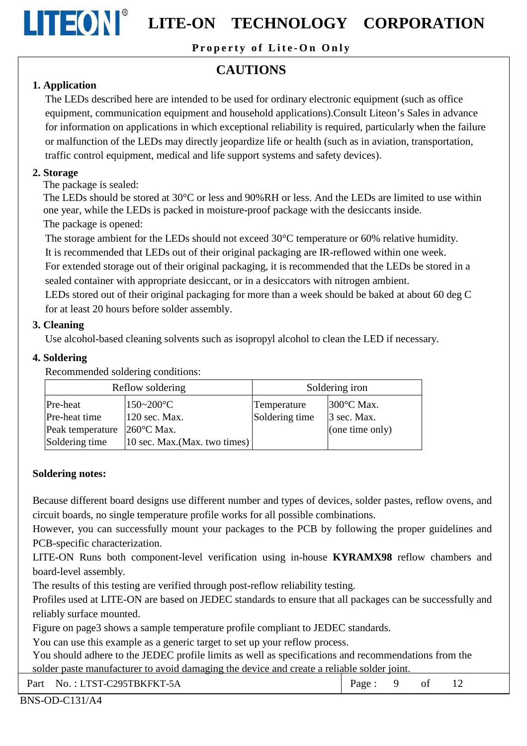## CAUTIONS

### 1. Application

The LEDs described here are intended to be used for ordinary electronic equipment (such as office equipment, communication equipment and household applications).Consult Liteon's Sales in advance for information on applications in which exceptional reliability is required, particularly when the failure or malfunction of the LEDs may directly jeopardize life or health (such as in aviation, transportation, traffic control equipment, medical and life support systems and safety devices).

### 2. Storage

The package is sealed:

The LEDs should be stored at 30°C or less and 90%RH or less. And the LEDs are limited to use within one year, while the LEDs is packed in moisture-proof package with the desiccants inside.

The package is opened:

The storage ambient for the LEDs should not exceed 30°C temperature or 60% relative humidity.
It is recommended that LEDs out of their original packaging are IR-reflowed within one week.
For extended storage out of their original packaging, it is recommended that the LEDs be stored in a sealed container with appropriate desiccant, or in a desiccators with nitrogen ambient.
LEDs stored out of their original packaging for more than a week should be baked at about 60 deg C for at least 20 hours before solder assembly.

### 3. Cleaning

Use alcohol-based cleaning solvents such as isopropyl alcohol to clean the LED if necessary.

### 4. Soldering

Recommended soldering conditions:

| Reflow soldering | | Soldering iron | |
|---|---|---|---|
| Pre-heat | 150~200°C | Temperature | 300°C Max. |
| Pre-heat time | 120 sec. Max. | Soldering time | 3 sec. Max. |
| Peak temperature | 260°C Max. | | (one time only) |
| Soldering time | 10 sec. Max.(Max. two times) | | |

**Soldering notes:**

Because different board designs use different number and types of devices, solder pastes, reflow ovens, and circuit boards, no single temperature profile works for all possible combinations.
However, you can successfully mount your packages to the PCB by following the proper guidelines and PCB-specific characterization.
LITE-ON Runs both component-level verification using in-house **KYRAMX98** reflow chambers and board-level assembly.
The results of this testing are verified through post-reflow reliability testing.
Profiles used at LITE-ON are based on JEDEC standards to ensure that all packages can be successfully and reliably surface mounted.
Figure on page3 shows a sample temperature profile compliant to JEDEC standards.
You can use this example as a generic target to set up your reflow process.
You should adhere to the JEDEC profile limits as well as specifications and recommendations from the solder paste manufacturer to avoid damaging the device and create a reliable solder joint.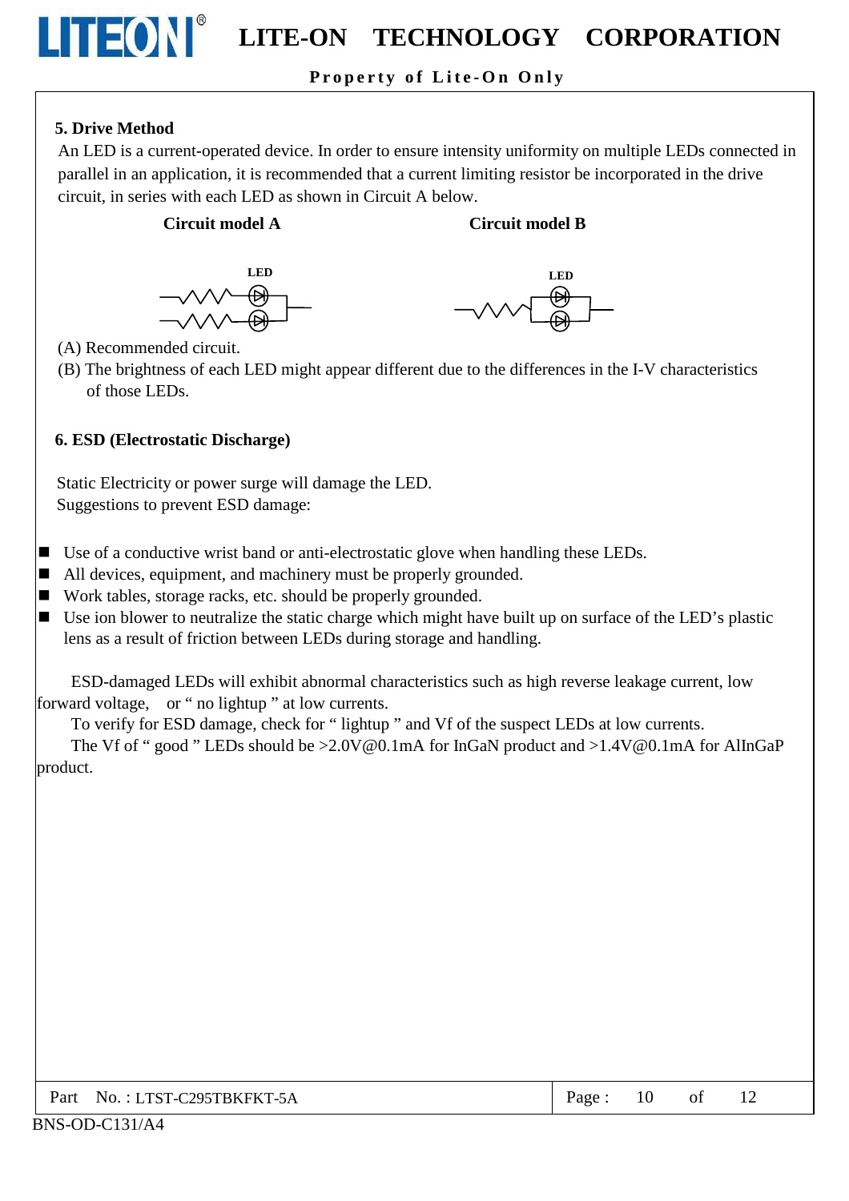## 5. Drive Method

An LED is a current-operated device. In order to ensure intensity uniformity on multiple LEDs connected in parallel in an application, it is recommended that a current limiting resistor be incorporated in the drive circuit, in series with each LED as shown in Circuit A below.

**Circuit model A**

LED

**Circuit model B**

LED

(A) Recommended circuit.

(B) The brightness of each LED might appear different due to the differences in the I-V characteristics of those LEDs.

## 6. ESD (Electrostatic Discharge)

Static Electricity or power surge will damage the LED.
Suggestions to prevent ESD damage:

- Use of a conductive wrist band or anti-electrostatic glove when handling these LEDs.
- All devices, equipment, and machinery must be properly grounded.
- Work tables, storage racks, etc. should be properly grounded.
- Use ion blower to neutralize the static charge which might have built up on surface of the LED's plastic lens as a result of friction between LEDs during storage and handling.

ESD-damaged LEDs will exhibit abnormal characteristics such as high reverse leakage current, low forward voltage, or " no lightup " at low currents.

To verify for ESD damage, check for " lightup " and Vf of the suspect LEDs at low currents.

The Vf of " good " LEDs should be >2.0V@0.1mA for InGaN product and >1.4V@0.1mA for AlInGaP product.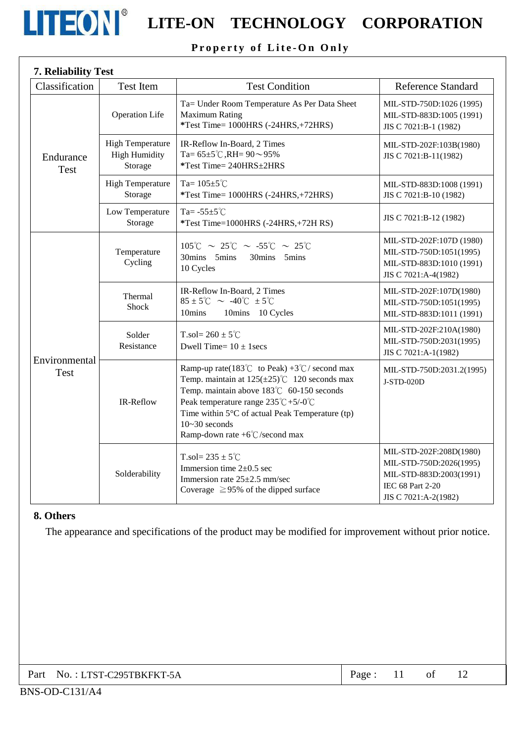## 7. Reliability Test

| Classification | Test Item | Test Condition | Reference Standard |
|---|---|---|---|
| Endurance Test | Operation Life | Ta= Under Room Temperature As Per Data Sheet Maximum Rating<br>*Test Time= 1000HRS (-24HRS,+72HRS) | MIL-STD-750D:1026 (1995)<br>MIL-STD-883D:1005 (1991)<br>JIS C 7021:B-1 (1982) |
| | High Temperature High Humidity Storage | IR-Reflow In-Board, 2 Times<br>Ta= 65±5℃,RH= 90～95%<br>*Test Time= 240HRS±2HRS | MIL-STD-202F:103B(1980)<br>JIS C 7021:B-11(1982) |
| | High Temperature Storage | Ta= 105±5℃<br>*Test Time= 1000HRS (-24HRS,+72HRS) | MIL-STD-883D:1008 (1991)<br>JIS C 7021:B-10 (1982) |
| | Low Temperature Storage | Ta= -55±5℃<br>*Test Time=1000HRS (-24HRS,+72H RS) | JIS C 7021:B-12 (1982) |
| Environmental Test | Temperature Cycling | 105℃ ～ 25℃ ～ -55℃ ～ 25℃<br>30mins 5mins 30mins 5mins<br>10 Cycles | MIL-STD-202F:107D (1980)<br>MIL-STD-750D:1051(1995)<br>MIL-STD-883D:1010 (1991)<br>JIS C 7021:A-4(1982) |
| | Thermal Shock | IR-Reflow In-Board, 2 Times<br>85 ± 5℃ ～ -40℃ ± 5℃<br>10mins 10mins 10 Cycles | MIL-STD-202F:107D(1980)<br>MIL-STD-750D:1051(1995)<br>MIL-STD-883D:1011 (1991) |
| | Solder Resistance | T.sol= 260 ± 5℃<br>Dwell Time= 10 ± 1secs | MIL-STD-202F:210A(1980)<br>MIL-STD-750D:2031(1995)<br>JIS C 7021:A-1(1982) |
| | IR-Reflow | Ramp-up rate(183℃ to Peak) +3℃/ second max<br>Temp. maintain at 125(±25)℃ 120 seconds max<br>Temp. maintain above 183℃ 60-150 seconds<br>Peak temperature range 235℃+5/-0℃<br>Time within 5°C of actual Peak Temperature (tp) 10~30 seconds<br>Ramp-down rate +6℃/second max | MIL-STD-750D:2031.2(1995)<br>J-STD-020D |
| | Solderability | T.sol= 235 ± 5℃<br>Immersion time 2±0.5 sec<br>Immersion rate 25±2.5 mm/sec<br>Coverage ≧95% of the dipped surface | MIL-STD-202F:208D(1980)<br>MIL-STD-750D:2026(1995)<br>MIL-STD-883D:2003(1991)<br>IEC 68 Part 2-20<br>JIS C 7021:A-2(1982) |

## 8. Others

The appearance and specifications of the product may be modified for improvement without prior notice.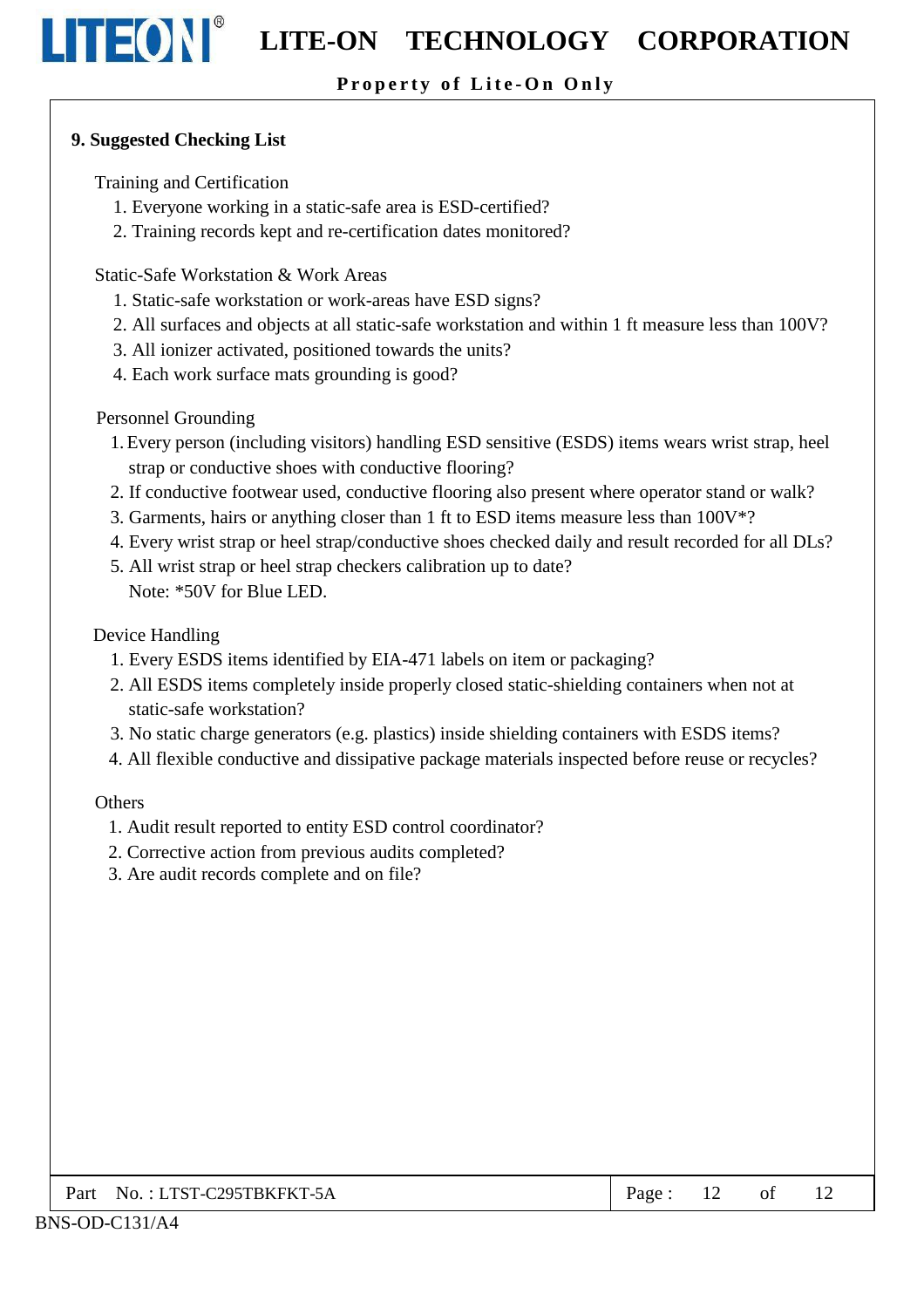## 9. Suggested Checking List

Training and Certification

1. Everyone working in a static-safe area is ESD-certified?
2. Training records kept and re-certification dates monitored?

Static-Safe Workstation & Work Areas

1. Static-safe workstation or work-areas have ESD signs?
2. All surfaces and objects at all static-safe workstation and within 1 ft measure less than 100V?
3. All ionizer activated, positioned towards the units?
4. Each work surface mats grounding is good?

Personnel Grounding

1. Every person (including visitors) handling ESD sensitive (ESDS) items wears wrist strap, heel strap or conductive shoes with conductive flooring?
2. If conductive footwear used, conductive flooring also present where operator stand or walk?
3. Garments, hairs or anything closer than 1 ft to ESD items measure less than 100V*?
4. Every wrist strap or heel strap/conductive shoes checked daily and result recorded for all DLs?
5. All wrist strap or heel strap checkers calibration up to date?

   Note: *50V for Blue LED.

Device Handling

1. Every ESDS items identified by EIA-471 labels on item or packaging?
2. All ESDS items completely inside properly closed static-shielding containers when not at static-safe workstation?
3. No static charge generators (e.g. plastics) inside shielding containers with ESDS items?
4. All flexible conductive and dissipative package materials inspected before reuse or recycles?

Others

1. Audit result reported to entity ESD control coordinator?
2. Corrective action from previous audits completed?
3. Are audit records complete and on file?